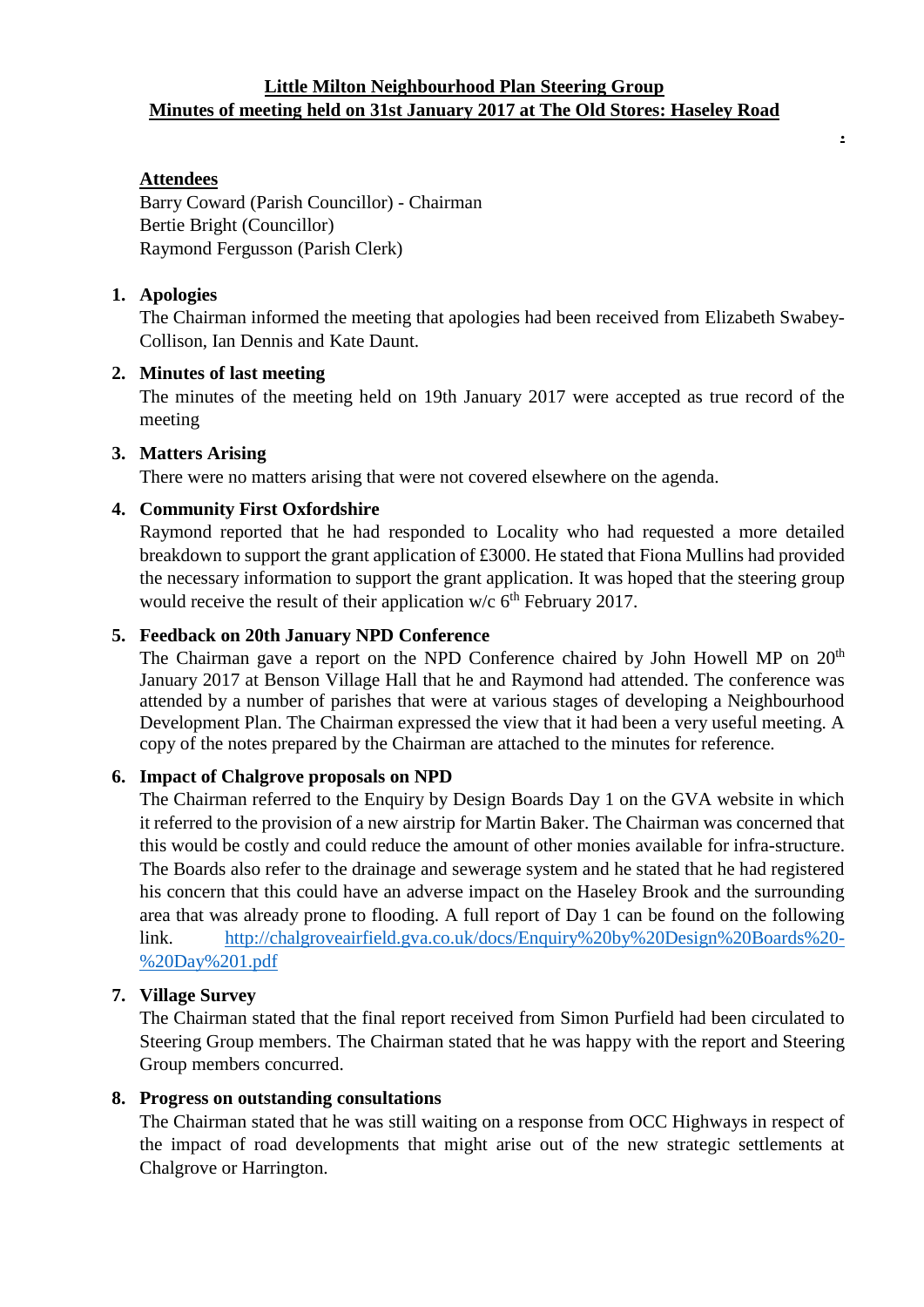**Little Milton Neighbourhood Plan Steering Group**
**Minutes of meeting held on 31st January 2017 at The Old Stores: Haseley Road**

**Attendees**
Barry Coward (Parish Councillor) - Chairman
Bertie Bright (Councillor)
Raymond Fergusson (Parish Clerk)

1. **Apologies**
   The Chairman informed the meeting that apologies had been received from Elizabeth Swabey-Collison, Ian Dennis and Kate Daunt.

2. **Minutes of last meeting**
   The minutes of the meeting held on 19th January 2017 were accepted as true record of the meeting

3. **Matters Arising**
   There were no matters arising that were not covered elsewhere on the agenda.

4. **Community First Oxfordshire**
   Raymond reported that he had responded to Locality who had requested a more detailed breakdown to support the grant application of £3000. He stated that Fiona Mullins had provided the necessary information to support the grant application. It was hoped that the steering group would receive the result of their application w/c 6th February 2017.

5. **Feedback on 20th January NPD Conference**
   The Chairman gave a report on the NPD Conference chaired by John Howell MP on 20th January 2017 at Benson Village Hall that he and Raymond had attended. The conference was attended by a number of parishes that were at various stages of developing a Neighbourhood Development Plan. The Chairman expressed the view that it had been a very useful meeting. A copy of the notes prepared by the Chairman are attached to the minutes for reference.

6. **Impact of Chalgrove proposals on NPD**
   The Chairman referred to the Enquiry by Design Boards Day 1 on the GVA website in which it referred to the provision of a new airstrip for Martin Baker. The Chairman was concerned that this would be costly and could reduce the amount of other monies available for infra-structure. The Boards also refer to the drainage and sewerage system and he stated that he had registered his concern that this could have an adverse impact on the Haseley Brook and the surrounding area that was already prone to flooding. A full report of Day 1 can be found on the following link. [http://chalgroveairfield.gva.co.uk/docs/Enquiry%20by%20Design%20Boards%20-%20Day%201.pdf](http://chalgroveairfield.gva.co.uk/docs/Enquiry%20by%20Design%20Boards%20-%20Day%201.pdf)

7. **Village Survey**
   The Chairman stated that the final report received from Simon Purfield had been circulated to Steering Group members. The Chairman stated that he was happy with the report and Steering Group members concurred.

8. **Progress on outstanding consultations**
   The Chairman stated that he was still waiting on a response from OCC Highways in respect of the impact of road developments that might arise out of the new strategic settlements at Chalgrove or Harrington.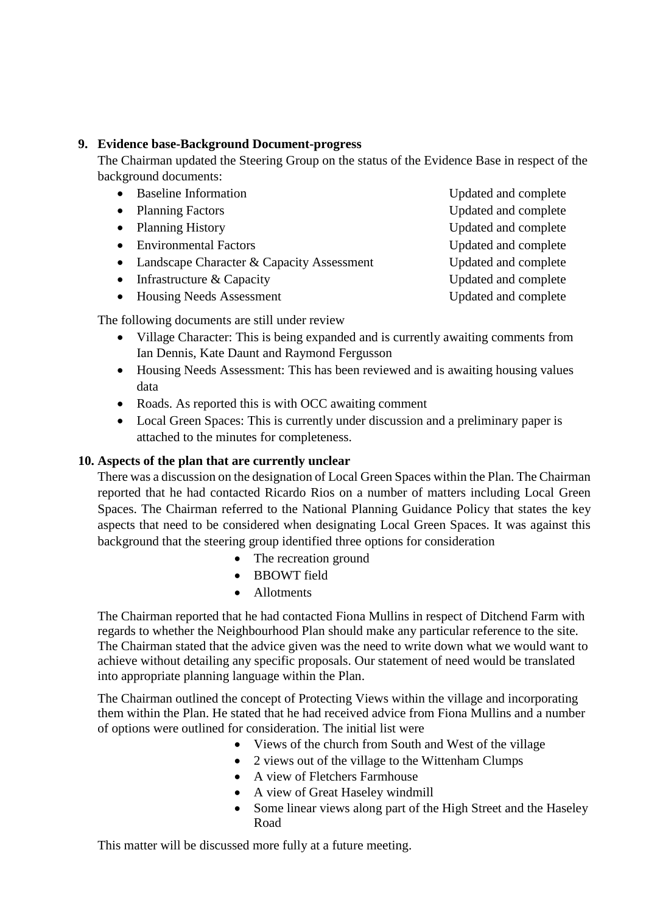**9. Evidence base-Background Document-progress**

The Chairman updated the Steering Group on the status of the Evidence Base in respect of the background documents:

| | |
|---|---|
| Baseline Information | Updated and complete |
| Planning Factors | Updated and complete |
| Planning History | Updated and complete |
| Environmental Factors | Updated and complete |
| Landscape Character & Capacity Assessment | Updated and complete |
| Infrastructure & Capacity | Updated and complete |
| Housing Needs Assessment | Updated and complete |

The following documents are still under review

- Village Character: This is being expanded and is currently awaiting comments from Ian Dennis, Kate Daunt and Raymond Fergusson
- Housing Needs Assessment: This has been reviewed and is awaiting housing values data
- Roads. As reported this is with OCC awaiting comment
- Local Green Spaces: This is currently under discussion and a preliminary paper is attached to the minutes for completeness.

**10. Aspects of the plan that are currently unclear**

There was a discussion on the designation of Local Green Spaces within the Plan. The Chairman reported that he had contacted Ricardo Rios on a number of matters including Local Green Spaces. The Chairman referred to the National Planning Guidance Policy that states the key aspects that need to be considered when designating Local Green Spaces. It was against this background that the steering group identified three options for consideration

- The recreation ground
- BBOWT field
- Allotments

The Chairman reported that he had contacted Fiona Mullins in respect of Ditchend Farm with regards to whether the Neighbourhood Plan should make any particular reference to the site. The Chairman stated that the advice given was the need to write down what we would want to achieve without detailing any specific proposals. Our statement of need would be translated into appropriate planning language within the Plan.

The Chairman outlined the concept of Protecting Views within the village and incorporating them within the Plan. He stated that he had received advice from Fiona Mullins and a number of options were outlined for consideration. The initial list were

- Views of the church from South and West of the village
- 2 views out of the village to the Wittenham Clumps
- A view of Fletchers Farmhouse
- A view of Great Haseley windmill
- Some linear views along part of the High Street and the Haseley Road

This matter will be discussed more fully at a future meeting.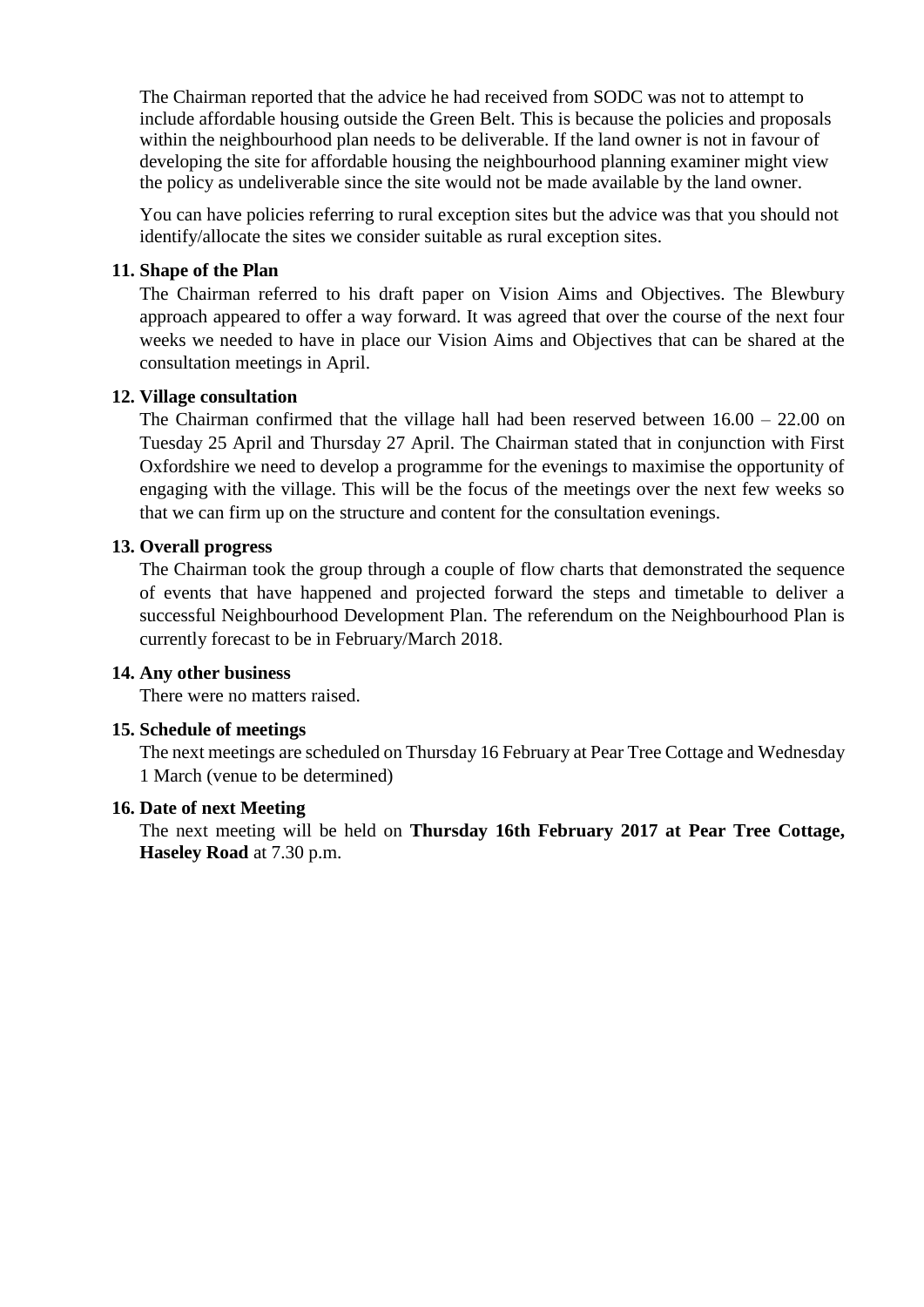The Chairman reported that the advice he had received from SODC was not to attempt to include affordable housing outside the Green Belt. This is because the policies and proposals within the neighbourhood plan needs to be deliverable. If the land owner is not in favour of developing the site for affordable housing the neighbourhood planning examiner might view the policy as undeliverable since the site would not be made available by the land owner.

You can have policies referring to rural exception sites but the advice was that you should not identify/allocate the sites we consider suitable as rural exception sites.

**11. Shape of the Plan**

The Chairman referred to his draft paper on Vision Aims and Objectives. The Blewbury approach appeared to offer a way forward. It was agreed that over the course of the next four weeks we needed to have in place our Vision Aims and Objectives that can be shared at the consultation meetings in April.

**12. Village consultation**

The Chairman confirmed that the village hall had been reserved between 16.00 – 22.00 on Tuesday 25 April and Thursday 27 April. The Chairman stated that in conjunction with First Oxfordshire we need to develop a programme for the evenings to maximise the opportunity of engaging with the village. This will be the focus of the meetings over the next few weeks so that we can firm up on the structure and content for the consultation evenings.

**13. Overall progress**

The Chairman took the group through a couple of flow charts that demonstrated the sequence of events that have happened and projected forward the steps and timetable to deliver a successful Neighbourhood Development Plan. The referendum on the Neighbourhood Plan is currently forecast to be in February/March 2018.

**14. Any other business**

There were no matters raised.

**15. Schedule of meetings**

The next meetings are scheduled on Thursday 16 February at Pear Tree Cottage and Wednesday 1 March (venue to be determined)

**16. Date of next Meeting**

The next meeting will be held on **Thursday 16th February 2017 at Pear Tree Cottage, Haseley Road** at 7.30 p.m.